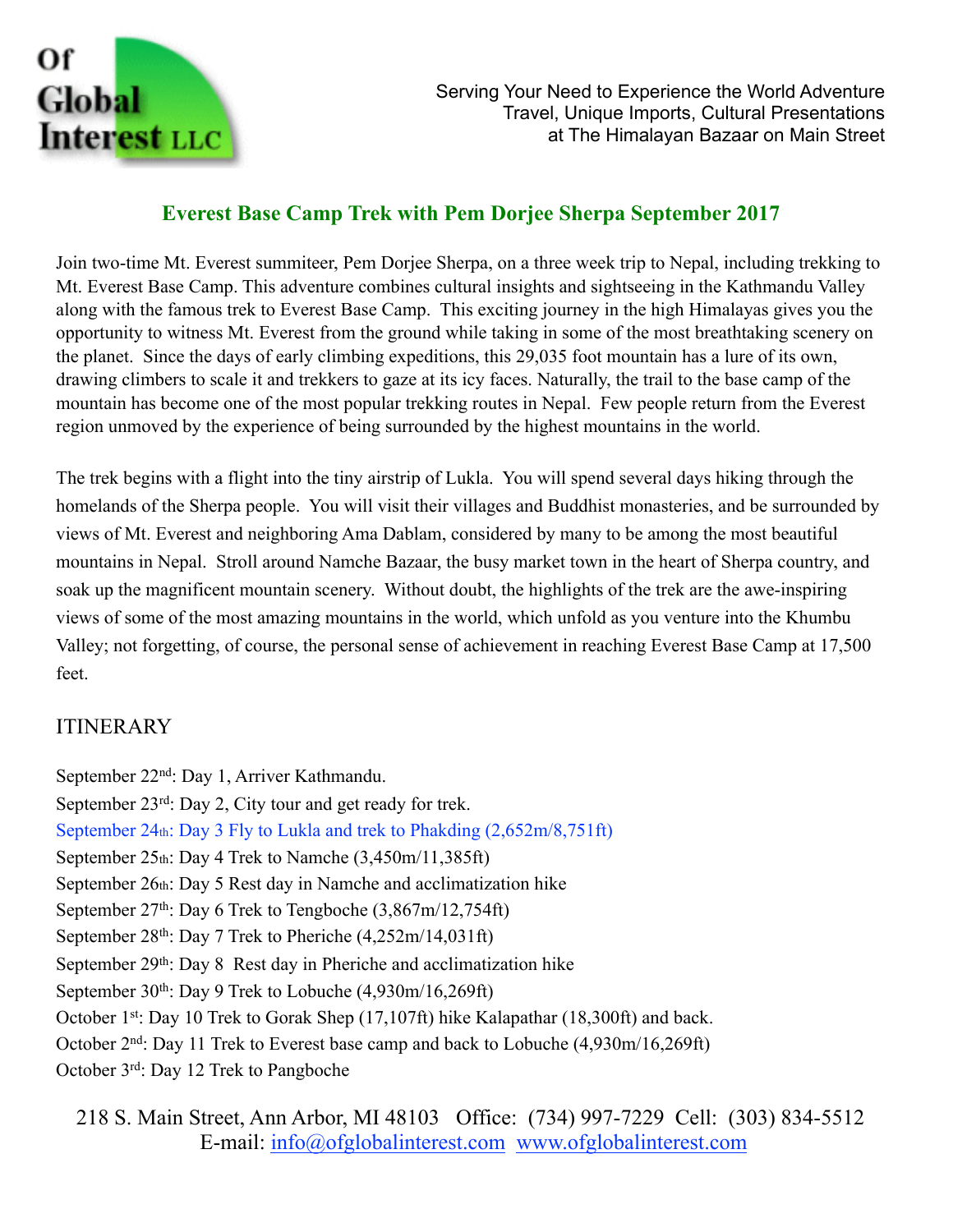Of Global Interest LLC

Serving Your Need to Experience the World Adventure Travel, Unique Imports, Cultural Presentations at The Himalayan Bazaar on Main Street

## Everest Base Camp Trek with Pem Dorjee Sherpa September 2017

Join two-time Mt. Everest summiteer, Pem Dorjee Sherpa, on a three week trip to Nepal, including trekking to Mt. Everest Base Camp. This adventure combines cultural insights and sightseeing in the Kathmandu Valley along with the famous trek to Everest Base Camp. This exciting journey in the high Himalayas gives you the opportunity to witness Mt. Everest from the ground while taking in some of the most breathtaking scenery on the planet. Since the days of early climbing expeditions, this 29,035 foot mountain has a lure of its own, drawing climbers to scale it and trekkers to gaze at its icy faces. Naturally, the trail to the base camp of the mountain has become one of the most popular trekking routes in Nepal. Few people return from the Everest region unmoved by the experience of being surrounded by the highest mountains in the world.

The trek begins with a flight into the tiny airstrip of Lukla. You will spend several days hiking through the homelands of the Sherpa people. You will visit their villages and Buddhist monasteries, and be surrounded by views of Mt. Everest and neighboring Ama Dablam, considered by many to be among the most beautiful mountains in Nepal. Stroll around Namche Bazaar, the busy market town in the heart of Sherpa country, and soak up the magnificent mountain scenery. Without doubt, the highlights of the trek are the awe-inspiring views of some of the most amazing mountains in the world, which unfold as you venture into the Khumbu Valley; not forgetting, of course, the personal sense of achievement in reaching Everest Base Camp at 17,500 feet.

## ITINERARY

September 22nd: Day 1, Arriver Kathmandu.
September 23rd: Day 2, City tour and get ready for trek.
September 24th: Day 3 Fly to Lukla and trek to Phakding (2,652m/8,751ft)
September 25th: Day 4 Trek to Namche (3,450m/11,385ft)
September 26th: Day 5 Rest day in Namche and acclimatization hike
September 27th: Day 6 Trek to Tengboche (3,867m/12,754ft)
September 28th: Day 7 Trek to Pheriche (4,252m/14,031ft)
September 29th: Day 8 Rest day in Pheriche and acclimatization hike
September 30th: Day 9 Trek to Lobuche (4,930m/16,269ft)
October 1st: Day 10 Trek to Gorak Shep (17,107ft) hike Kalapathar (18,300ft) and back.
October 2nd: Day 11 Trek to Everest base camp and back to Lobuche (4,930m/16,269ft)
October 3rd: Day 12 Trek to Pangboche

218 S. Main Street, Ann Arbor, MI 48103 Office: (734) 997-7229 Cell: (303) 834-5512
E-mail: info@ofglobalinterest.com www.ofglobalinterest.com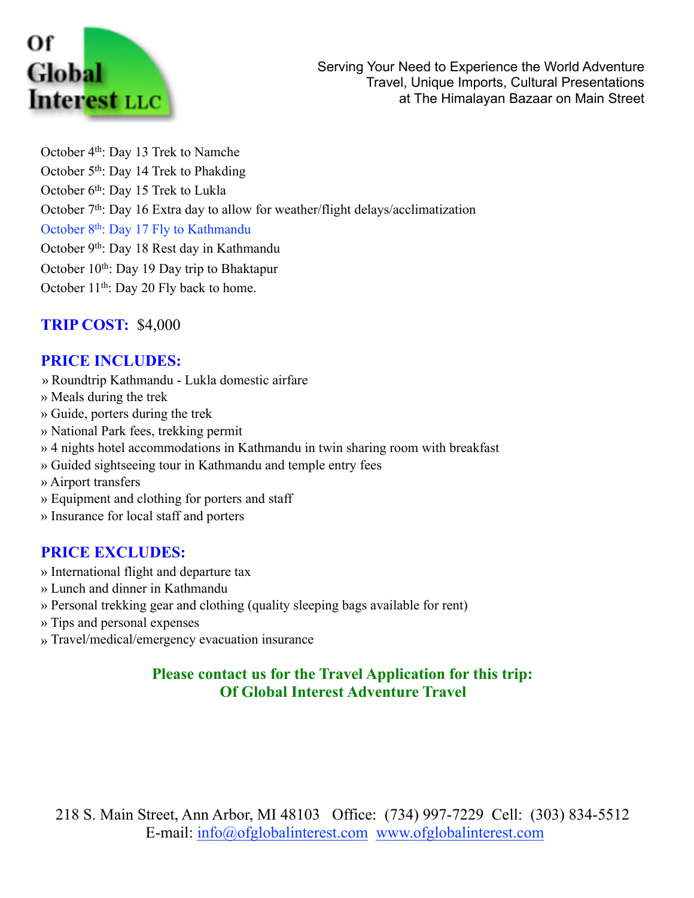October 4th: Day 13 Trek to Namche
October 5th: Day 14 Trek to Phakding
October 6th: Day 15 Trek to Lukla
October 7th: Day 16 Extra day to allow for weather/flight delays/acclimatization
October 8th: Day 17 Fly to Kathmandu
October 9th: Day 18 Rest day in Kathmandu
October 10th: Day 19 Day trip to Bhaktapur
October 11th: Day 20 Fly back to home.

**TRIP COST:** $4,000

## PRICE INCLUDES:

» Roundtrip Kathmandu - Lukla domestic airfare
» Meals during the trek
» Guide, porters during the trek
» National Park fees, trekking permit
» 4 nights hotel accommodations in Kathmandu in twin sharing room with breakfast
» Guided sightseeing tour in Kathmandu and temple entry fees
» Airport transfers
» Equipment and clothing for porters and staff
» Insurance for local staff and porters

## PRICE EXCLUDES:

» International flight and departure tax
» Lunch and dinner in Kathmandu
» Personal trekking gear and clothing (quality sleeping bags available for rent)
» Tips and personal expenses
» Travel/medical/emergency evacuation insurance

**Please contact us for the Travel Application for this trip:**
**Of Global Interest Adventure Travel**

218 S. Main Street, Ann Arbor, MI 48103 Office: (734) 997-7229 Cell: (303) 834-5512
E-mail: info@ofglobalinterest.com www.ofglobalinterest.com